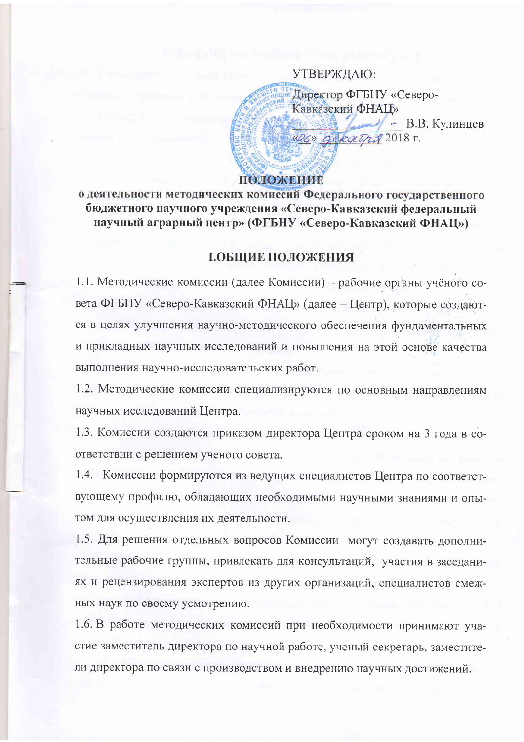УТВЕРЖДАЮ:

Директор ФГБНУ «Северо-Кавказский ФНАЦ»

_____________ В.В. Кулинцев

«06» декабря 2018 г.

# ПОЛОЖЕНИЕ

**о деятельности методических комиссий Федерального государственного бюджетного научного учреждения «Северо-Кавказский федеральный научный аграрный центр» (ФГБНУ «Северо-Кавказский ФНАЦ»)**

## I.ОБЩИЕ ПОЛОЖЕНИЯ

1.1. Методические комиссии (далее Комиссии) – рабочие органы учёного совета ФГБНУ «Северо-Кавказский ФНАЦ» (далее – Центр), которые создаются в целях улучшения научно-методического обеспечения фундаментальных и прикладных научных исследований и повышения на этой основе качества выполнения научно-исследовательских работ.

1.2. Методические комиссии специализируются по основным направлениям научных исследований Центра.

1.3. Комиссии создаются приказом директора Центра сроком на 3 года в соответствии с решением ученого совета.

1.4. Комиссии формируются из ведущих специалистов Центра по соответствующему профилю, обладающих необходимыми научными знаниями и опытом для осуществления их деятельности.

1.5. Для решения отдельных вопросов Комиссии могут создавать дополнительные рабочие группы, привлекать для консультаций, участия в заседаниях и рецензирования экспертов из других организаций, специалистов смежных наук по своему усмотрению.

1.6. В работе методических комиссий при необходимости принимают участие заместитель директора по научной работе, ученый секретарь, заместители директора по связи с производством и внедрению научных достижений.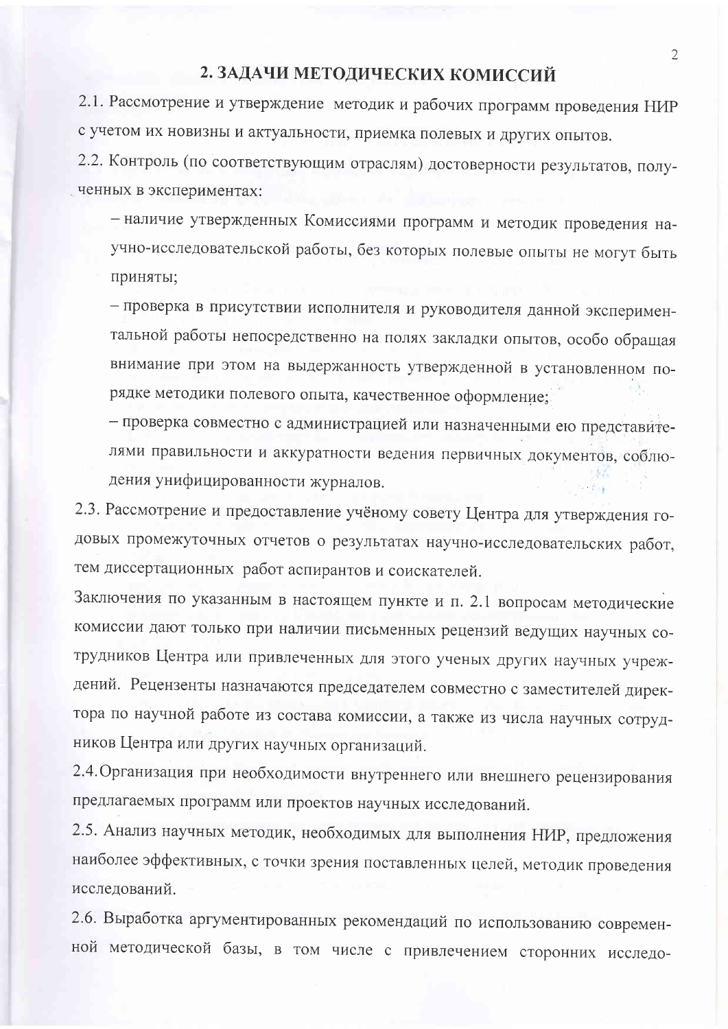## 2. ЗАДАЧИ МЕТОДИЧЕСКИХ КОМИССИЙ

2.1. Рассмотрение и утверждение методик и рабочих программ проведения НИР с учетом их новизны и актуальности, приемка полевых и других опытов.

2.2. Контроль (по соответствующим отраслям) достоверности результатов, полученных в экспериментах:

- наличие утвержденных Комиссиями программ и методик проведения научно-исследовательской работы, без которых полевые опыты не могут быть приняты;
- проверка в присутствии исполнителя и руководителя данной экспериментальной работы непосредственно на полях закладки опытов, особо обращая внимание при этом на выдержанность утвержденной в установленном порядке методики полевого опыта, качественное оформление;
- проверка совместно с администрацией или назначенными ею представителями правильности и аккуратности ведения первичных документов, соблюдения унифицированности журналов.

2.3. Рассмотрение и предоставление учёному совету Центра для утверждения годовых промежуточных отчетов о результатах научно-исследовательских работ, тем диссертационных работ аспирантов и соискателей.

Заключения по указанным в настоящем пункте и п. 2.1 вопросам методические комиссии дают только при наличии письменных рецензий ведущих научных сотрудников Центра или привлеченных для этого ученых других научных учреждений. Рецензенты назначаются председателем совместно с заместителей директора по научной работе из состава комиссии, а также из числа научных сотрудников Центра или других научных организаций.

2.4. Организация при необходимости внутреннего или внешнего рецензирования предлагаемых программ или проектов научных исследований.

2.5. Анализ научных методик, необходимых для выполнения НИР, предложения наиболее эффективных, с точки зрения поставленных целей, методик проведения исследований.

2.6. Выработка аргументированных рекомендаций по использованию современной методической базы, в том числе с привлечением сторонних исследо-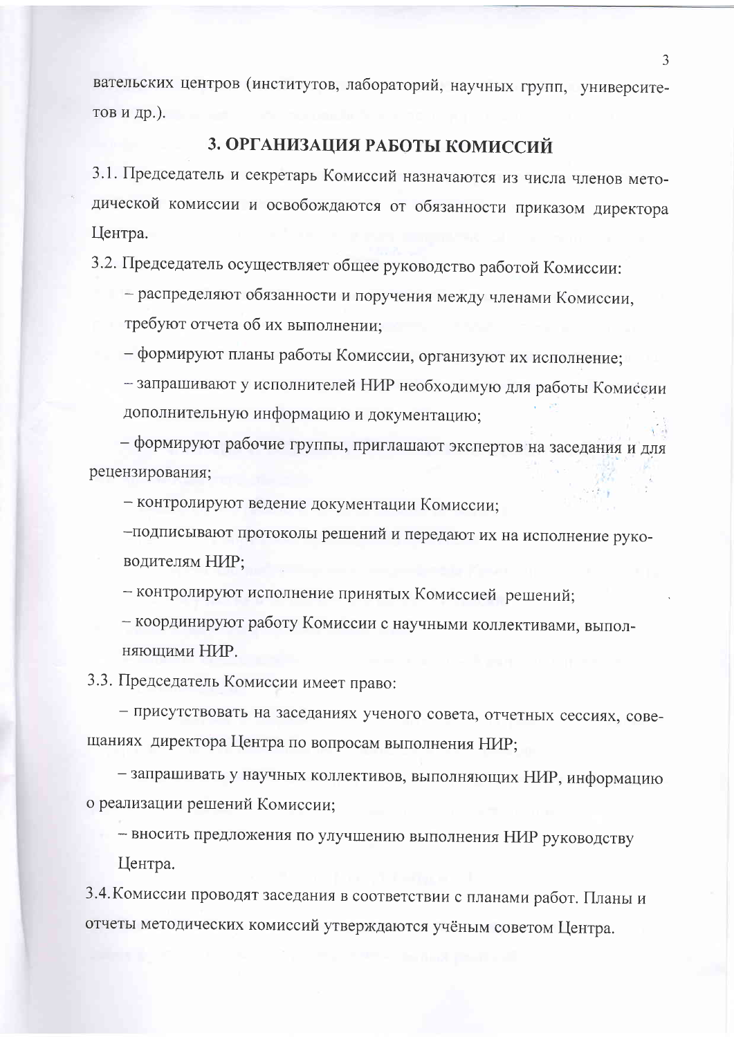вательских центров (институтов, лабораторий, научных групп, университетов и др.).

## 3. ОРГАНИЗАЦИЯ РАБОТЫ КОМИССИЙ

3.1. Председатель и секретарь Комиссий назначаются из числа членов методической комиссии и освобождаются от обязанности приказом директора Центра.

3.2. Председатель осуществляет общее руководство работой Комиссии:

- распределяют обязанности и поручения между членами Комиссии, требуют отчета об их выполнении;
- формируют планы работы Комиссии, организуют их исполнение;
- запрашивают у исполнителей НИР необходимую для работы Комиссии дополнительную информацию и документацию;
- формируют рабочие группы, приглашают экспертов на заседания и для рецензирования;
- контролируют ведение документации Комиссии;
- подписывают протоколы решений и передают их на исполнение руководителям НИР;
- контролируют исполнение принятых Комиссией решений;
- координируют работу Комиссии с научными коллективами, выполняющими НИР.

3.3. Председатель Комиссии имеет право:

- присутствовать на заседаниях ученого совета, отчетных сессиях, совещаниях директора Центра по вопросам выполнения НИР;
- запрашивать у научных коллективов, выполняющих НИР, информацию о реализации решений Комиссии;
- вносить предложения по улучшению выполнения НИР руководству Центра.

3.4. Комиссии проводят заседания в соответствии с планами работ. Планы и отчеты методических комиссий утверждаются учёным советом Центра.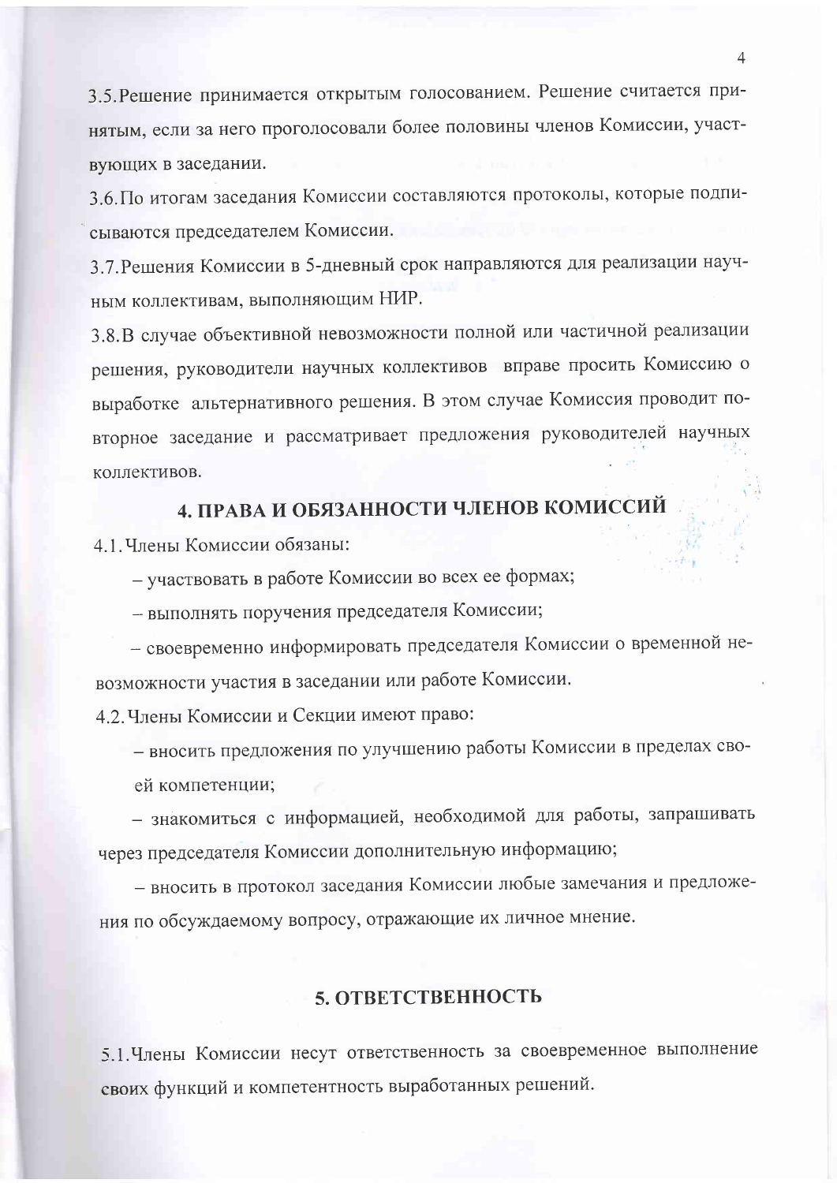3.5. Решение принимается открытым голосованием. Решение считается принятым, если за него проголосовали более половины членов Комиссии, участвующих в заседании.

3.6. По итогам заседания Комиссии составляются протоколы, которые подписываются председателем Комиссии.

3.7. Решения Комиссии в 5-дневный срок направляются для реализации научным коллективам, выполняющим НИР.

3.8. В случае объективной невозможности полной или частичной реализации решения, руководители научных коллективов вправе просить Комиссию о выработке альтернативного решения. В этом случае Комиссия проводит повторное заседание и рассматривает предложения руководителей научных коллективов.

## 4. ПРАВА И ОБЯЗАННОСТИ ЧЛЕНОВ КОМИССИЙ

4.1. Члены Комиссии обязаны:

- участвовать в работе Комиссии во всех ее формах;
- выполнять поручения председателя Комиссии;
- своевременно информировать председателя Комиссии о временной невозможности участия в заседании или работе Комиссии.

4.2. Члены Комиссии и Секции имеют право:

- вносить предложения по улучшению работы Комиссии в пределах своей компетенции;
- знакомиться с информацией, необходимой для работы, запрашивать через председателя Комиссии дополнительную информацию;
- вносить в протокол заседания Комиссии любые замечания и предложения по обсуждаемому вопросу, отражающие их личное мнение.

## 5. ОТВЕТСТВЕННОСТЬ

5.1. Члены Комиссии несут ответственность за своевременное выполнение своих функций и компетентность выработанных решений.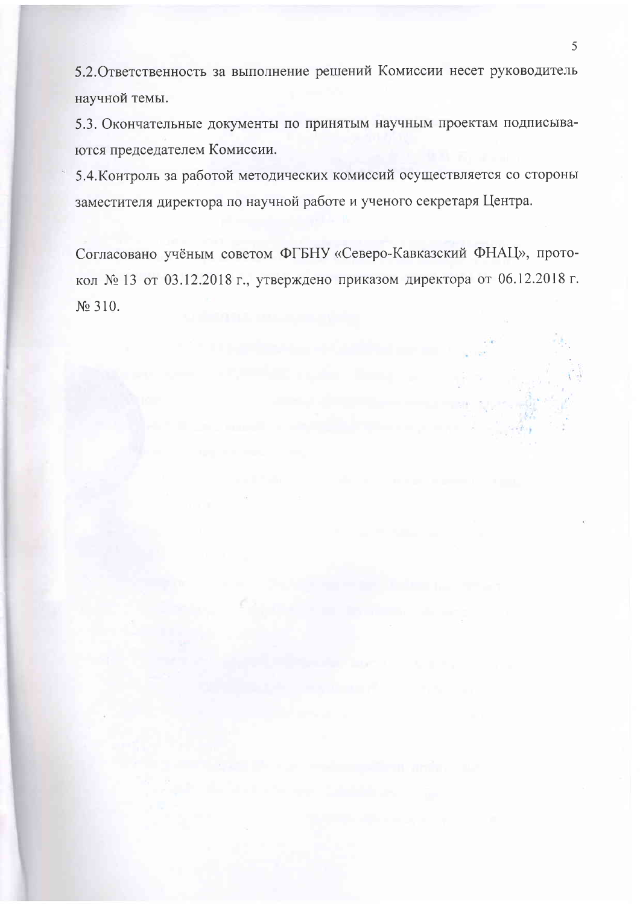5.2.Ответственность за выполнение решений Комиссии несет руководитель научной темы.

5.3. Окончательные документы по принятым научным проектам подписываются председателем Комиссии.

5.4.Контроль за работой методических комиссий осуществляется со стороны заместителя директора по научной работе и ученого секретаря Центра.

Согласовано учёным советом ФГБНУ «Северо-Кавказский ФНАЦ», протокол № 13 от 03.12.2018 г., утверждено приказом директора от 06.12.2018 г. № 310.